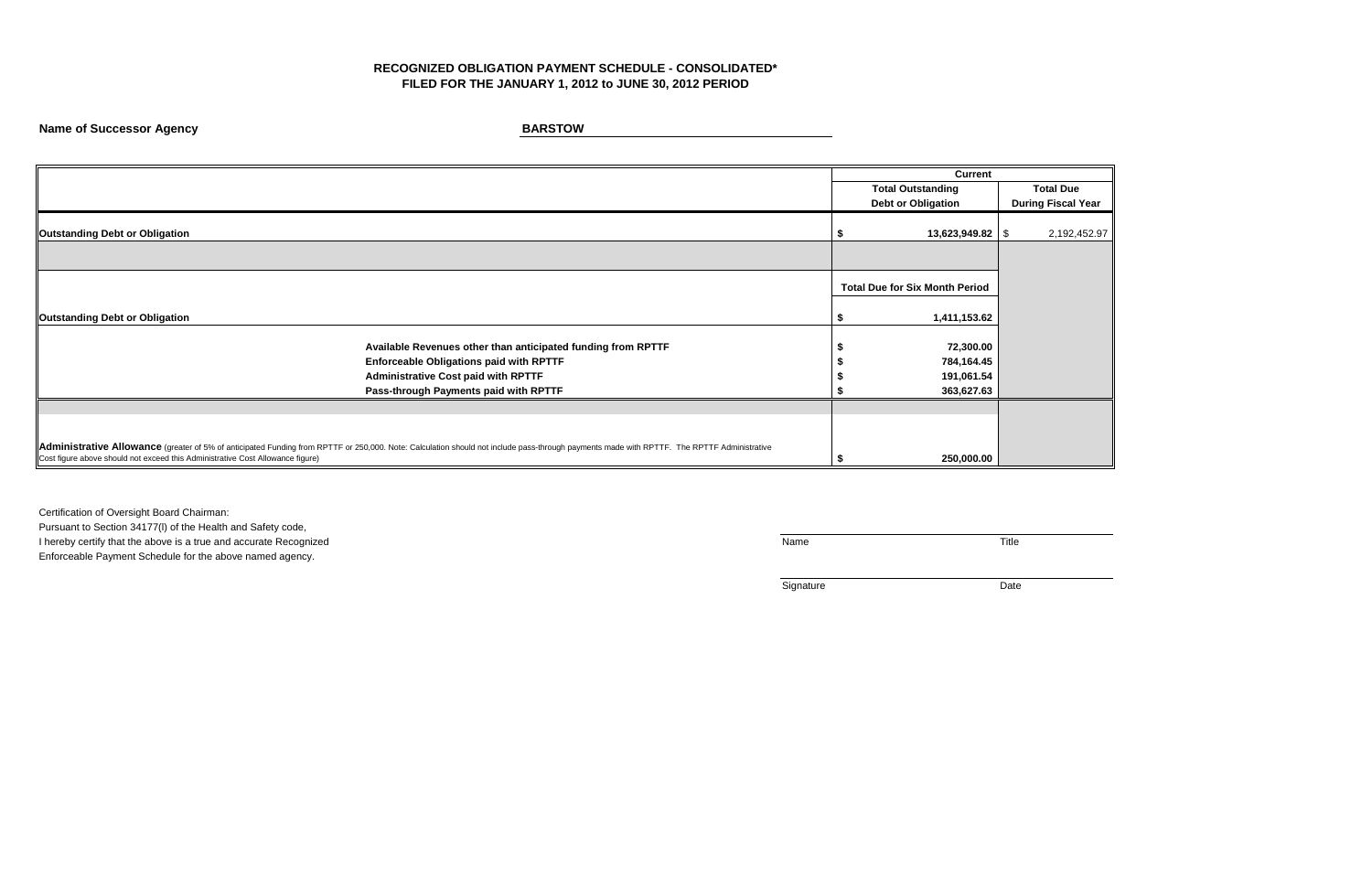**RECOGNIZED OBLIGATION PAYMENT SCHEDULE - CONSOLIDATED\***
**FILED FOR THE JANUARY 1, 2012 to JUNE 30, 2012 PERIOD**

**Name of Successor Agency** **BARSTOW**

| | Current | |
|---|---|---|
| | **Total Outstanding Debt or Obligation** | **Total Due During Fiscal Year** |
| **Outstanding Debt or Obligation** | $ **13,623,949.82** | $ 2,192,452.97 |
| | | |
| | **Total Due for Six Month Period** | |
| **Outstanding Debt or Obligation** | $ **1,411,153.62** | |
| **Available Revenues other than anticipated funding from RPTTF** | $ **72,300.00** | |
| **Enforceable Obligations paid with RPTTF** | $ **784,164.45** | |
| **Administrative Cost paid with RPTTF** | $ **191,061.54** | |
| **Pass-through Payments paid with RPTTF** | $ **363,627.63** | |
| | | |
| **Administrative Allowance** (greater of 5% of anticipated Funding from RPTTF or 250,000. Note: Calculation should not include pass-through payments made with RPTTF. The RPTTF Administrative Cost figure above should not exceed this Administrative Cost Allowance figure) | $ **250,000.00** | |

Certification of Oversight Board Chairman:
Pursuant to Section 34177(l) of the Health and Safety code,
I hereby certify that the above is a true and accurate Recognized
Enforceable Payment Schedule for the above named agency.

Name Title

Signature Date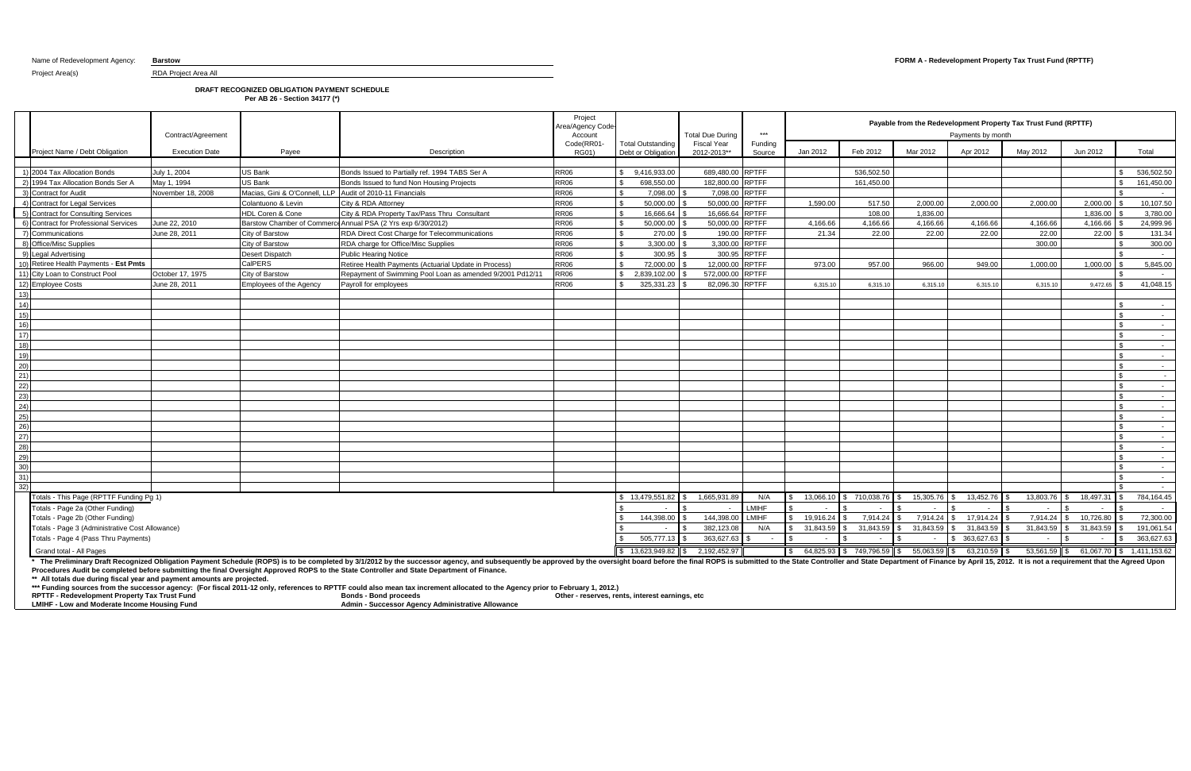Name of Redevelopment Agency: **Barstow**

Project Area(s) RDA Project Area All

**FORM A - Redevelopment Property Tax Trust Fund (RPTTF)**

**DRAFT RECOGNIZED OBLIGATION PAYMENT SCHEDULE**
**Per AB 26 - Section 34177 (\*)**

| | Project Name / Debt Obligation | Contract/Agreement Execution Date | Payee | Description | Project Area/Agency Code-Account Code(RR01-RG01) | Total Outstanding Debt or Obligation | Total Due During Fiscal Year 2012-2013** | *** Funding Source | Payable from the Redevelopment Property Tax Trust Fund (RPTTF) Payments by month Jan 2012 | Feb 2012 | Mar 2012 | Apr 2012 | May 2012 | Jun 2012 | Total |
|---|---|---|---|---|---|---|---|---|---|---|---|---|---|---|---|
| 1) | 2004 Tax Allocation Bonds | July 1, 2004 | US Bank | Bonds Issued to Partially ref. 1994 TABS Ser A | RR06 | $ 9,416,933.00 | 689,480.00 | RPTFF | | 536,502.50 | | | | | $ 536,502.50 |
| 2) | 1994 Tax Allocation Bonds Ser A | May 1, 1994 | US Bank | Bonds Issued to fund Non Housing Projects | RR06 | $ 698,550.00 | 182,800.00 | RPTFF | | 161,450.00 | | | | | $ 161,450.00 |
| 3) | Contract for Audit | November 18, 2008 | Macias, Gini & O'Connell, LLP | Audit of 2010-11 Financials | RR06 | $ 7,098.00 | $ 7,098.00 | RPTFF | | | | | | | $ - |
| 4) | Contract for Legal Services | | Colantuono & Levin | City & RDA Attorney | RR06 | $ 50,000.00 | $ 50,000.00 | RPTFF | 1,590.00 | 517.50 | 2,000.00 | 2,000.00 | 2,000.00 | 2,000.00 | $ 10,107.50 |
| 5) | Contract for Consulting Services | | HDL Coren & Cone | City & RDA Property Tax/Pass Thru Consultant | RR06 | $ 16,666.64 | $ 16,666.64 | RPTFF | | 108.00 | 1,836.00 | | | 1,836.00 | $ 3,780.00 |
| 6) | Contract for Professional Services | June 22, 2010 | Barstow Chamber of Commerce | Annual PSA (2 Yrs exp 6/30/2012) | RR06 | $ 50,000.00 | $ 50,000.00 | RPTFF | 4,166.66 | 4,166.66 | 4,166.66 | 4,166.66 | 4,166.66 | 4,166.66 | $ 24,999.96 |
| 7) | Communications | June 28, 2011 | City of Barstow | RDA Direct Cost Charge for Telecommunications | RR06 | $ 270.00 | $ 190.00 | RPTFF | 21.34 | 22.00 | 22.00 | 22.00 | 22.00 | 22.00 | $ 131.34 |
| 8) | Office/Misc Supplies | | City of Barstow | RDA charge for Office/Misc Supplies | RR06 | $ 3,300.00 | $ 3,300.00 | RPTFF | | | | | 300.00 | | $ 300.00 |
| 9) | Legal Advertising | | Desert Dispatch | Public Hearing Notice | RR06 | $ 300.95 | $ 300.95 | RPTFF | | | | | | | $ - |
| 10) | Retiree Health Payments - **Est Pmts** | | CalPERS | Retiree Health Payments (Actuarial Update in Process) | RR06 | $ 72,000.00 | $ 12,000.00 | RPTFF | 973.00 | 957.00 | 966.00 | 949.00 | 1,000.00 | 1,000.00 | $ 5,845.00 |
| 11) | City Loan to Construct Pool | October 17, 1975 | City of Barstow | Repayment of Swimming Pool Loan as amended 9/2001 Pd12/11 | RR06 | $ 2,839,102.00 | $ 572,000.00 | RPTFF | | | | | | | $ - |
| 12) | Employee Costs | June 28, 2011 | Employees of the Agency | Payroll for employees | RR06 | $ 325,331.23 | $ 82,096.30 | RPTFF | 6,315.10 | 6,315.10 | 6,315.10 | 6,315.10 | 6,315.10 | 9,472.65 | $ 41,048.15 |
| 13) | | | | | | | | | | | | | | | |
| 14) | | | | | | | | | | | | | | | $ - |
| 15) | | | | | | | | | | | | | | | $ - |
| 16) | | | | | | | | | | | | | | | $ - |
| 17) | | | | | | | | | | | | | | | $ - |
| 18) | | | | | | | | | | | | | | | $ - |
| 19) | | | | | | | | | | | | | | | $ - |
| 20) | | | | | | | | | | | | | | | $ - |
| 21) | | | | | | | | | | | | | | | $ - |
| 22) | | | | | | | | | | | | | | | $ - |
| 23) | | | | | | | | | | | | | | | $ - |
| 24) | | | | | | | | | | | | | | | $ - |
| 25) | | | | | | | | | | | | | | | $ - |
| 26) | | | | | | | | | | | | | | | $ - |
| 27) | | | | | | | | | | | | | | | $ - |
| 28) | | | | | | | | | | | | | | | $ - |
| 29) | | | | | | | | | | | | | | | $ - |
| 30) | | | | | | | | | | | | | | | $ - |
| 31) | | | | | | | | | | | | | | | $ - |
| 32) | | | | | | | | | | | | | | | $ - |
| | Totals - This Page (RPTTF Funding Pg 1) | | | | | $ 13,479,551.82 | $ 1,665,931.89 | N/A | $ 13,066.10 | $ 710,038.76 | $ 15,305.76 | $ 13,452.76 | $ 13,803.76 | $ 18,497.31 | $ 784,164.45 |
| | Totals - Page 2a (Other Funding) | | | | | $ - | $ - | LMIHF | $ - | $ - | $ - | $ - | $ - | $ - | $ - |
| | Totals - Page 2b (Other Funding) | | | | | $ 144,398.00 | $ 144,398.00 | LMIHF | $ 19,916.24 | $ 7,914.24 | $ 7,914.24 | $ 17,914.24 | $ 7,914.24 | $ 10,726.80 | $ 72,300.00 |
| | Totals - Page 3 (Administrative Cost Allowance) | | | | | $ - | $ 382,123.08 | N/A | $ 31,843.59 | $ 31,843.59 | $ 31,843.59 | $ 31,843.59 | $ 31,843.59 | $ 31,843.59 | $ 191,061.54 |
| | Totals - Page 4 (Pass Thru Payments) | | | | | $ 505,777.13 | $ 363,627.63 | $ - | $ - | $ - | $ - | $ 363,627.63 | $ - | $ - | $ 363,627.63 |
| | Grand total - All Pages | | | | | $ 13,623,949.82 | $ 2,192,452.97 | | $ 64,825.93 | $ 749,796.59 | $ 55,063.59 | $ 63,210.59 | $ 53,561.59 | $ 61,067.70 | $ 1,411,153.62 |

\* The Preliminary Draft Recognized Obligation Payment Schedule (ROPS) is to be completed by 3/1/2012 by the successor agency, and subsequently be approved by the oversight board before the final ROPS is submitted to the State Controller and State Department of Finance by April 15, 2012. It is not a requirement that the Agreed Upon Procedures Audit be completed before submitting the final Oversight Approved ROPS to the State Controller and State Department of Finance.

\*\* All totals due during fiscal year and payment amounts are projected.

\*\*\* Funding sources from the successor agency: (For fiscal 2011-12 only, references to RPTTF could also mean tax increment allocated to the Agency prior to February 1, 2012.)

**RPTTF - Redevelopment Property Tax Trust Fund** | **Bonds - Bond proceeds** | **Other - reserves, rents, interest earnings, etc**

**LMIHF - Low and Moderate Income Housing Fund** | **Admin - Successor Agency Administrative Allowance**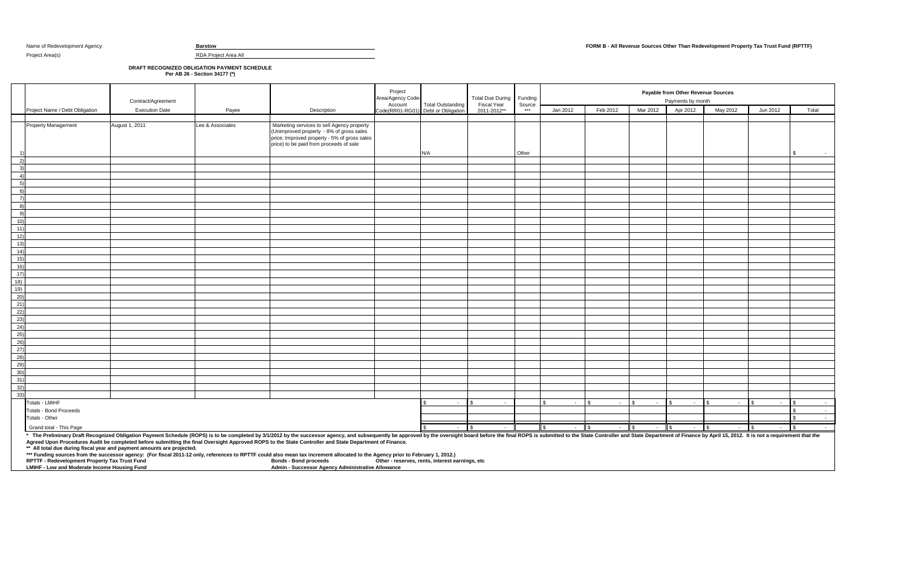Name of Redevelopment Agency: **Barstow**

Project Area(s) RDA Project Area All

**FORM B - All Revenue Sources Other Than Redevelopment Property Tax Trust Fund (RPTTF)**

**DRAFT RECOGNIZED OBLIGATION PAYMENT SCHEDULE**
**Per AB 26 - Section 34177 (*)**

| | Project Name / Debt Obligation | Contract/Agreement Execution Date | Payee | Description | Project Area/Agency Code-Account Code(RR01-RG01) | Total Outstanding Debt or Obligation | Total Due During Fiscal Year 2011-2012** | Funding Source *** | Payable from Other Revenue Sources Payments by month | | | | | | |
|---|---|---|---|---|---|---|---|---|---|---|---|---|---|---|---|
| | | | | | | | | | Jan 2012 | Feb 2012 | Mar 2012 | Apr 2012 | May 2012 | Jun 2012 | Total |
| 1) | Property Management | August 1, 2011 | Lee & Associates | Marketing services to sell Agency property (Unimproved property - 8% of gross sales price; Improved property - 5% of gross sales price) to be paid from proceeds of sale | | N/A | | Other | | | | | | | $ - |
| 2) | | | | | | | | | | | | | | | |
| 3) | | | | | | | | | | | | | | | |
| 4) | | | | | | | | | | | | | | | |
| 5) | | | | | | | | | | | | | | | |
| 6) | | | | | | | | | | | | | | | |
| 7) | | | | | | | | | | | | | | | |
| 8) | | | | | | | | | | | | | | | |
| 9) | | | | | | | | | | | | | | | |
| 10) | | | | | | | | | | | | | | | |
| 11) | | | | | | | | | | | | | | | |
| 12) | | | | | | | | | | | | | | | |
| 13) | | | | | | | | | | | | | | | |
| 14) | | | | | | | | | | | | | | | |
| 15) | | | | | | | | | | | | | | | |
| 16) | | | | | | | | | | | | | | | |
| 17) | | | | | | | | | | | | | | | |
| 18) | | | | | | | | | | | | | | | |
| 19) | | | | | | | | | | | | | | | |
| 20) | | | | | | | | | | | | | | | |
| 21) | | | | | | | | | | | | | | | |
| 22) | | | | | | | | | | | | | | | |
| 23) | | | | | | | | | | | | | | | |
| 24) | | | | | | | | | | | | | | | |
| 25) | | | | | | | | | | | | | | | |
| 26) | | | | | | | | | | | | | | | |
| 27) | | | | | | | | | | | | | | | |
| 28) | | | | | | | | | | | | | | | |
| 29) | | | | | | | | | | | | | | | |
| 30) | | | | | | | | | | | | | | | |
| 31) | | | | | | | | | | | | | | | |
| 32) | | | | | | | | | | | | | | | |
| 33) | | | | | | | | | | | | | | | |
| | Totals - LMIHF | | | | | $ - | $ - | | $ - | $ - | $ - | $ - | $ - | $ - | $ - |
| | Totals - Bond Proceeds | | | | | | | | | | | | | | $ - |
| | Totals - Other | | | | | | | | | | | | | | $ - |
| | Grand total - This Page | | | | | $ - | $ - | | $ - | $ - | $ - | $ - | $ - | $ - | $ - |

\* The Preliminary Draft Recognized Obligation Payment Schedule (ROPS) is to be completed by 3/1/2012 by the successor agency, and subsequently be approved by the oversight board before the final ROPS is submitted to the State Controller and State Department of Finance by April 15, 2012. It is not a requirement that the Agreed Upon Procedures Audit be completed before submitting the final Oversight Approved ROPS to the State Controller and State Department of Finance.

** All total due during fiscal year and payment amounts are projected.

*** Funding sources from the successor agency: (For fiscal 2011-12 only, references to RPTTF could also mean tax increment allocated to the Agency prior to February 1, 2012.)

RPTTF - Redevelopment Property Tax Trust Fund — Bonds - Bond proceeds — Other - reserves, rents, interest earnings, etc

LMIHF - Low and Moderate Income Housing Fund — Admin - Successor Agency Administrative Allowance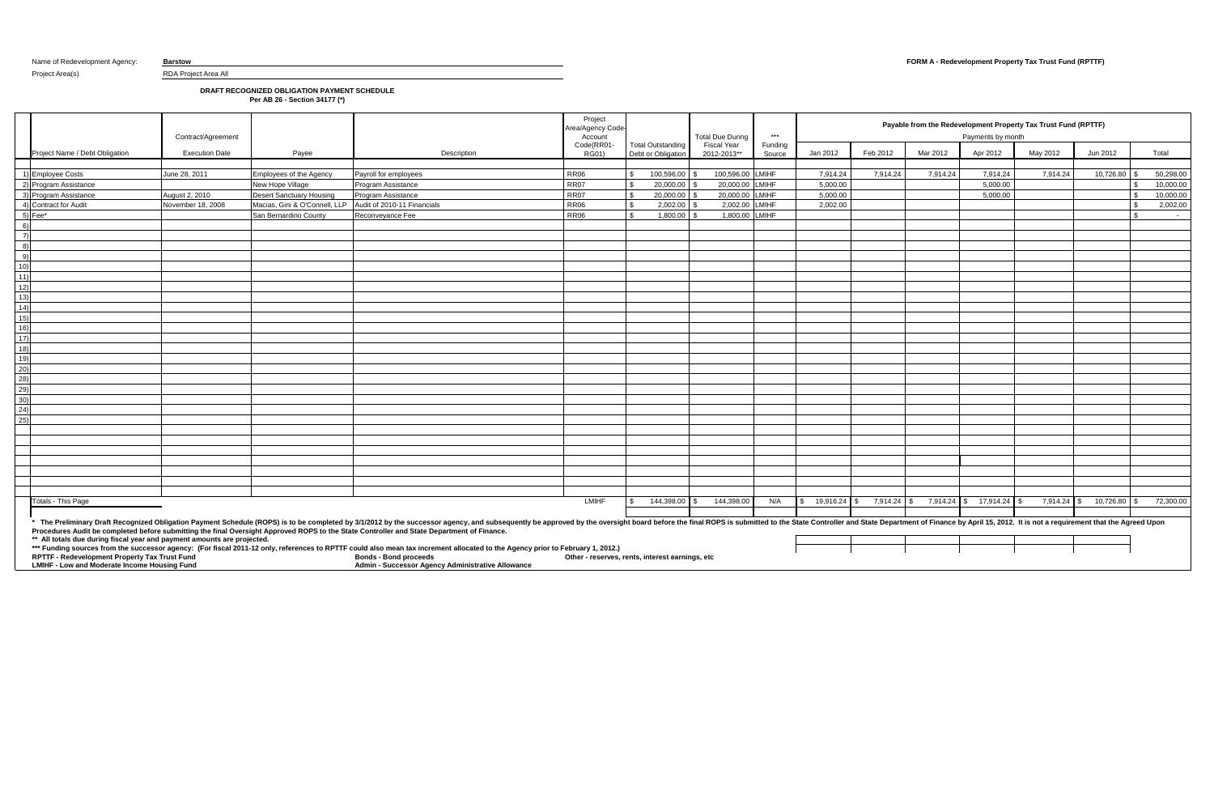Name of Redevelopment Agency: **Barstow**

Project Area(s) RDA Project Area All

**FORM A - Redevelopment Property Tax Trust Fund (RPTTF)**

**DRAFT RECOGNIZED OBLIGATION PAYMENT SCHEDULE**
**Per AB 26 - Section 34177 (*)**

| | Project Name / Debt Obligation | Contract/Agreement Execution Date | Payee | Description | Project Area/Agency Code-Account Code(RR01-RG01) | Total Outstanding Debt or Obligation | Total Due During Fiscal Year 2012-2013** | *** Funding Source | Payable from the Redevelopment Property Tax Trust Fund (RPTTF) Payments by month Jan 2012 | Feb 2012 | Mar 2012 | Apr 2012 | May 2012 | Jun 2012 | Total |
|---|---|---|---|---|---|---|---|---|---|---|---|---|---|---|---|
| 1) | Employee Costs | June 28, 2011 | Employees of the Agency | Payroll for employees | RR06 | $ 100,596.00 | $ 100,596.00 | LMIHF | 7,914.24 | 7,914.24 | 7,914.24 | 7,914.24 | 7,914.24 | 10,726.80 | $ 50,298.00 |
| 2) | Program Assistance | | New Hope Village | Program Assistance | RR07 | $ 20,000.00 | $ 20,000.00 | LMIHF | 5,000.00 | | | 5,000.00 | | | $ 10,000.00 |
| 3) | Program Assistance | August 2, 2010 | Desert Sanctuary Housing | Program Assistance | RR07 | $ 20,000.00 | $ 20,000.00 | LMIHF | 5,000.00 | | | 5,000.00 | | | $ 10,000.00 |
| 4) | Contract for Audit | November 18, 2008 | Macias, Gini & O'Connell, LLP | Audit of 2010-11 Financials | RR06 | $ 2,002.00 | $ 2,002.00 | LMIHF | 2,002.00 | | | | | | $ 2,002.00 |
| 5) | Fee* | | San Bernardino County | Reconveyance Fee | RR06 | $ 1,800.00 | $ 1,800.00 | LMIHF | | | | | | | $ - |
| 6) | | | | | | | | | | | | | | | |
| 7) | | | | | | | | | | | | | | | |
| 8) | | | | | | | | | | | | | | | |
| 9) | | | | | | | | | | | | | | | |
| 10) | | | | | | | | | | | | | | | |
| 11) | | | | | | | | | | | | | | | |
| 12) | | | | | | | | | | | | | | | |
| 13) | | | | | | | | | | | | | | | |
| 14) | | | | | | | | | | | | | | | |
| 15) | | | | | | | | | | | | | | | |
| 16) | | | | | | | | | | | | | | | |
| 17) | | | | | | | | | | | | | | | |
| 18) | | | | | | | | | | | | | | | |
| 19) | | | | | | | | | | | | | | | |
| 20) | | | | | | | | | | | | | | | |
| 28) | | | | | | | | | | | | | | | |
| 29) | | | | | | | | | | | | | | | |
| 30) | | | | | | | | | | | | | | | |
| 24) | | | | | | | | | | | | | | | |
| 25) | | | | | | | | | | | | | | | |
| | Totals - This Page | | | | LMIHF | $ 144,398.00 | $ 144,398.00 | N/A | $ 19,916.24 | $ 7,914.24 | $ 7,914.24 | $ 17,914.24 | $ 7,914.24 | $ 10,726.80 | $ 72,300.00 |

\* The Preliminary Draft Recognized Obligation Payment Schedule (ROPS) is to be completed by 3/1/2012 by the successor agency, and subsequently be approved by the oversight board before the final ROPS is submitted to the State Controller and State Department of Finance by April 15, 2012. It is not a requirement that the Agreed Upon Procedures Audit be completed before submitting the final Oversight Approved ROPS to the State Controller and State Department of Finance.

**\*\* All totals due during fiscal year and payment amounts are projected.**

**\*\*\* Funding sources from the successor agency: (For fiscal 2011-12 only, references to RPTTF could also mean tax increment allocated to the Agency prior to February 1, 2012.)**

**RPTTF - Redevelopment Property Tax Trust Fund** | **Bonds - Bond proceeds** | **Other - reserves, rents, interest earnings, etc**

**LMIHF - Low and Moderate Income Housing Fund** | **Admin - Successor Agency Administrative Allowance**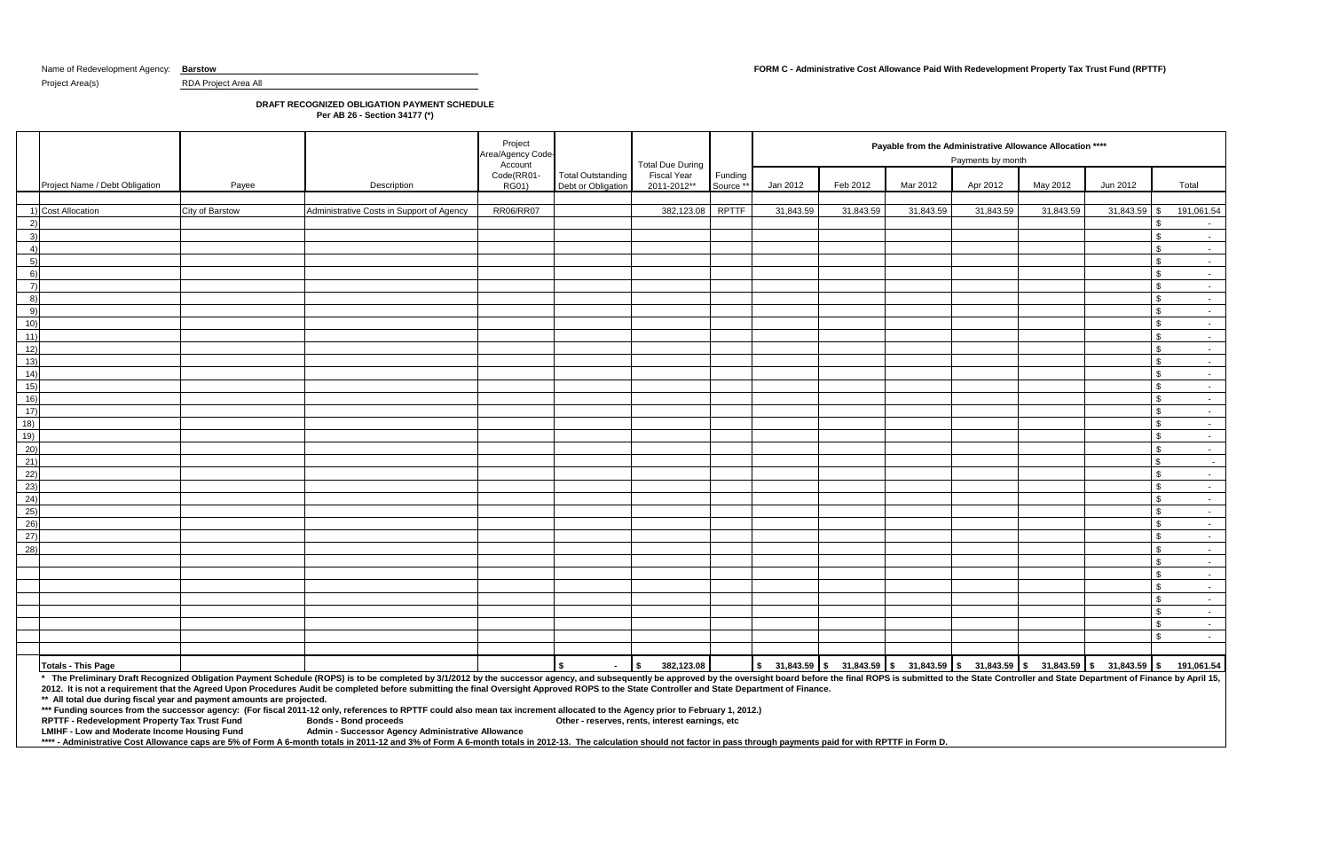Name of Redevelopment Agency: **Barstow**

Project Area(s) RDA Project Area All

**FORM C - Administrative Cost Allowance Paid With Redevelopment Property Tax Trust Fund (RPTTF)**

**DRAFT RECOGNIZED OBLIGATION PAYMENT SCHEDULE**
**Per AB 26 - Section 34177 (*)**

| | Project Name / Debt Obligation | Payee | Description | Project Area/Agency Code-Account Code(RR01-RG01) | Total Outstanding Debt or Obligation | Total Due During Fiscal Year 2011-2012** | Funding Source ** | Payable from the Administrative Allowance Allocation **** Payments by month | | | | | | |
|---|---|---|---|---|---|---|---|---|---|---|---|---|---|---|
| | | | | | | | | Jan 2012 | Feb 2012 | Mar 2012 | Apr 2012 | May 2012 | Jun 2012 | Total |
| 1) | Cost Allocation | City of Barstow | Administrative Costs in Support of Agency | RR06/RR07 | | 382,123.08 | RPTTF | 31,843.59 | 31,843.59 | 31,843.59 | 31,843.59 | 31,843.59 | 31,843.59 | $ 191,061.54 |
| 2) | | | | | | | | | | | | | | $ - |
| 3) | | | | | | | | | | | | | | $ - |
| 4) | | | | | | | | | | | | | | $ - |
| 5) | | | | | | | | | | | | | | $ - |
| 6) | | | | | | | | | | | | | | $ - |
| 7) | | | | | | | | | | | | | | $ - |
| 8) | | | | | | | | | | | | | | $ - |
| 9) | | | | | | | | | | | | | | $ - |
| 10) | | | | | | | | | | | | | | $ - |
| 11) | | | | | | | | | | | | | | $ - |
| 12) | | | | | | | | | | | | | | $ - |
| 13) | | | | | | | | | | | | | | $ - |
| 14) | | | | | | | | | | | | | | $ - |
| 15) | | | | | | | | | | | | | | $ - |
| 16) | | | | | | | | | | | | | | $ - |
| 17) | | | | | | | | | | | | | | $ - |
| 18) | | | | | | | | | | | | | | $ - |
| 19) | | | | | | | | | | | | | | $ - |
| 20) | | | | | | | | | | | | | | $ - |
| 21) | | | | | | | | | | | | | | $ - |
| 22) | | | | | | | | | | | | | | $ - |
| 23) | | | | | | | | | | | | | | $ - |
| 24) | | | | | | | | | | | | | | $ - |
| 25) | | | | | | | | | | | | | | $ - |
| 26) | | | | | | | | | | | | | | $ - |
| 27) | | | | | | | | | | | | | | $ - |
| 28) | | | | | | | | | | | | | | $ - |
| | | | | | | | | | | | | | | $ - |
| | | | | | | | | | | | | | | $ - |
| | | | | | | | | | | | | | | $ - |
| | | | | | | | | | | | | | | $ - |
| | | | | | | | | | | | | | | $ - |
| | | | | | | | | | | | | | | $ - |
| | | | | | | | | | | | | | | $ - |
| | | | | | | | | | | | | | | |
| | **Totals - This Page** | | | | **$ -** | **$ 382,123.08** | | **$ 31,843.59** | **$ 31,843.59** | **$ 31,843.59** | **$ 31,843.59** | **$ 31,843.59** | **$ 31,843.59** | **$ 191,061.54** |

**\* The Preliminary Draft Recognized Obligation Payment Schedule (ROPS) is to be completed by 3/1/2012 by the successor agency, and subsequently be approved by the oversight board before the final ROPS is submitted to the State Controller and State Department of Finance by April 15, 2012. It is not a requirement that the Agreed Upon Procedures Audit be completed before submitting the final Oversight Approved ROPS to the State Controller and State Department of Finance.**

**\*\* All total due during fiscal year and payment amounts are projected.**

**\*\*\* Funding sources from the successor agency: (For fiscal 2011-12 only, references to RPTTF could also mean tax increment allocated to the Agency prior to February 1, 2012.)**

**RPTTF - Redevelopment Property Tax Trust Fund** **Bonds - Bond proceeds** **Other - reserves, rents, interest earnings, etc**

**LMIHF - Low and Moderate Income Housing Fund** **Admin - Successor Agency Administrative Allowance**

**\*\*\*\* - Administrative Cost Allowance caps are 5% of Form A 6-month totals in 2011-12 and 3% of Form A 6-month totals in 2012-13. The calculation should not factor in pass through payments paid for with RPTTF in Form D.**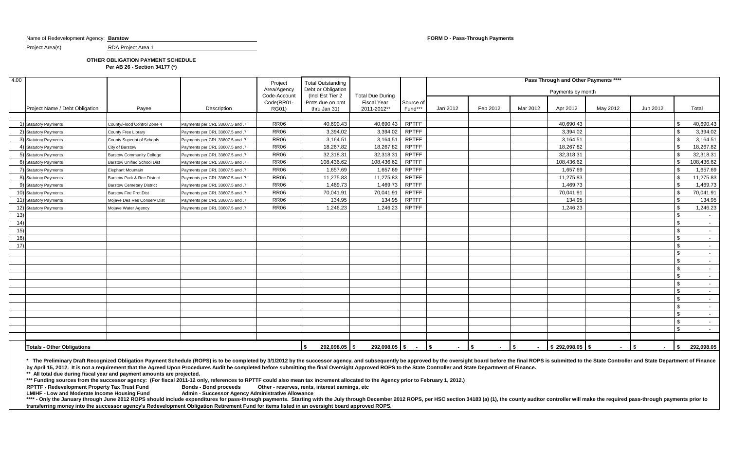Name of Redevelopment Agency: **Barstow**

Project Area(s) RDA Project Area 1

**FORM D - Pass-Through Payments**

**OTHER OBLIGATION PAYMENT SCHEDULE**
**Per AB 26 - Section 34177 (*)**

| 4.00 | | | | Project Area/Agency Code-Account Code(RR01-RG01) | Total Outstanding Debt or Obligation (Incl Est Tier 2 Pmts due on pmt thru Jan 31) | Total Due During Fiscal Year 2011-2012** | Source of Fund*** | Pass Through and Other Payments **** Payments by month | | | | | | |
|---|---|---|---|---|---|---|---|---|---|---|---|---|---|---|
| | Project Name / Debt Obligation | Payee | Description | | | | | Jan 2012 | Feb 2012 | Mar 2012 | Apr 2012 | May 2012 | Jun 2012 | Total |
| 1) | Statutory Payments | County/Flood Control Zone 4 | Payments per CRL 33607.5 and .7 | RR06 | 40,690.43 | 40,690.43 | RPTFF | | | | 40,690.43 | | | $ 40,690.43 |
| 2) | Statutory Payments | County Free Library | Payments per CRL 33607.5 and .7 | RR06 | 3,394.02 | 3,394.02 | RPTFF | | | | 3,394.02 | | | $ 3,394.02 |
| 3) | Statutory Payments | County Superint of Schools | Payments per CRL 33607.5 and .7 | RR06 | 3,164.51 | 3,164.51 | RPTFF | | | | 3,164.51 | | | $ 3,164.51 |
| 4) | Statutory Payments | City of Barstow | Payments per CRL 33607.5 and .7 | RR06 | 18,267.82 | 18,267.82 | RPTFF | | | | 18,267.82 | | | $ 18,267.82 |
| 5) | Statutory Payments | Barstow Community College | Payments per CRL 33607.5 and .7 | RR06 | 32,318.31 | 32,318.31 | RPTFF | | | | 32,318.31 | | | $ 32,318.31 |
| 6) | Statutory Payments | Barstow Unified School Dist | Payments per CRL 33607.5 and .7 | RR06 | 108,436.62 | 108,436.62 | RPTFF | | | | 108,436.62 | | | $ 108,436.62 |
| 7) | Statutory Payments | Elephant Mountain | Payments per CRL 33607.5 and .7 | RR06 | 1,657.69 | 1,657.69 | RPTFF | | | | 1,657.69 | | | $ 1,657.69 |
| 8) | Statutory Payments | Barstow Park & Rec District | Payments per CRL 33607.5 and .7 | RR06 | 11,275.83 | 11,275.83 | RPTFF | | | | 11,275.83 | | | $ 11,275.83 |
| 9) | Statutory Payments | Barstow Cemetary District | Payments per CRL 33607.5 and .7 | RR06 | 1,469.73 | 1,469.73 | RPTFF | | | | 1,469.73 | | | $ 1,469.73 |
| 10) | Statutory Payments | Barstow Fire Prot Dist | Payments per CRL 33607.5 and .7 | RR06 | 70,041.91 | 70,041.91 | RPTFF | | | | 70,041.91 | | | $ 70,041.91 |
| 11) | Statutory Payments | Mojave Des Res Conserv Dist | Payments per CRL 33607.5 and .7 | RR06 | 134.95 | 134.95 | RPTFF | | | | 134.95 | | | $ 134.95 |
| 12) | Statutory Payments | Mojave Water Agency | Payments per CRL 33607.5 and .7 | RR06 | 1,246.23 | 1,246.23 | RPTFF | | | | 1,246.23 | | | $ 1,246.23 |
| 13) | | | | | | | | | | | | | | $ - |
| 14) | | | | | | | | | | | | | | $ - |
| 15) | | | | | | | | | | | | | | $ - |
| 16) | | | | | | | | | | | | | | $ - |
| 17) | | | | | | | | | | | | | | $ - |
| | | | | | | | | | | | | | | $ - |
| | | | | | | | | | | | | | | $ - |
| | | | | | | | | | | | | | | $ - |
| | | | | | | | | | | | | | | $ - |
| | | | | | | | | | | | | | | $ - |
| | | | | | | | | | | | | | | $ - |
| | | | | | | | | | | | | | | $ - |
| | | | | | | | | | | | | | | $ - |
| | | | | | | | | | | | | | | $ - |
| | | | | | | | | | | | | | | $ - |
| | | | | | | | | | | | | | | |
| | **Totals - Other Obligations** | | | | $ 292,098.05 | $ 292,098.05 | $ - | $ - | $ - | $ - | $ 292,098.05 | $ - | $ - | $ 292,098.05 |

**\* The Preliminary Draft Recognized Obligation Payment Schedule (ROPS) is to be completed by 3/1/2012 by the successor agency, and subsequently be approved by the oversight board before the final ROPS is submitted to the State Controller and State Department of Finance by April 15, 2012. It is not a requirement that the Agreed Upon Procedures Audit be completed before submitting the final Oversight Approved ROPS to the State Controller and State Department of Finance.**

**\*\* All total due during fiscal year and payment amounts are projected.**

**\*\*\* Funding sources from the successor agency: (For fiscal 2011-12 only, references to RPTTF could also mean tax increment allocated to the Agency prior to February 1, 2012.)**

**RPTTF - Redevelopment Property Tax Trust Fund** **Bonds - Bond proceeds** **Other - reserves, rents, interest earnings, etc**

**LMIHF - Low and Moderate Income Housing Fund** **Admin - Successor Agency Administrative Allowance**

**\*\*\*\* - Only the January through June 2012 ROPS should include expenditures for pass-through payments. Starting with the July through December 2012 ROPS, per HSC section 34183 (a) (1), the county auditor controller will make the required pass-through payments prior to transferring money into the successor agency's Redevelopment Obligation Retirement Fund for items listed in an oversight board approved ROPS.**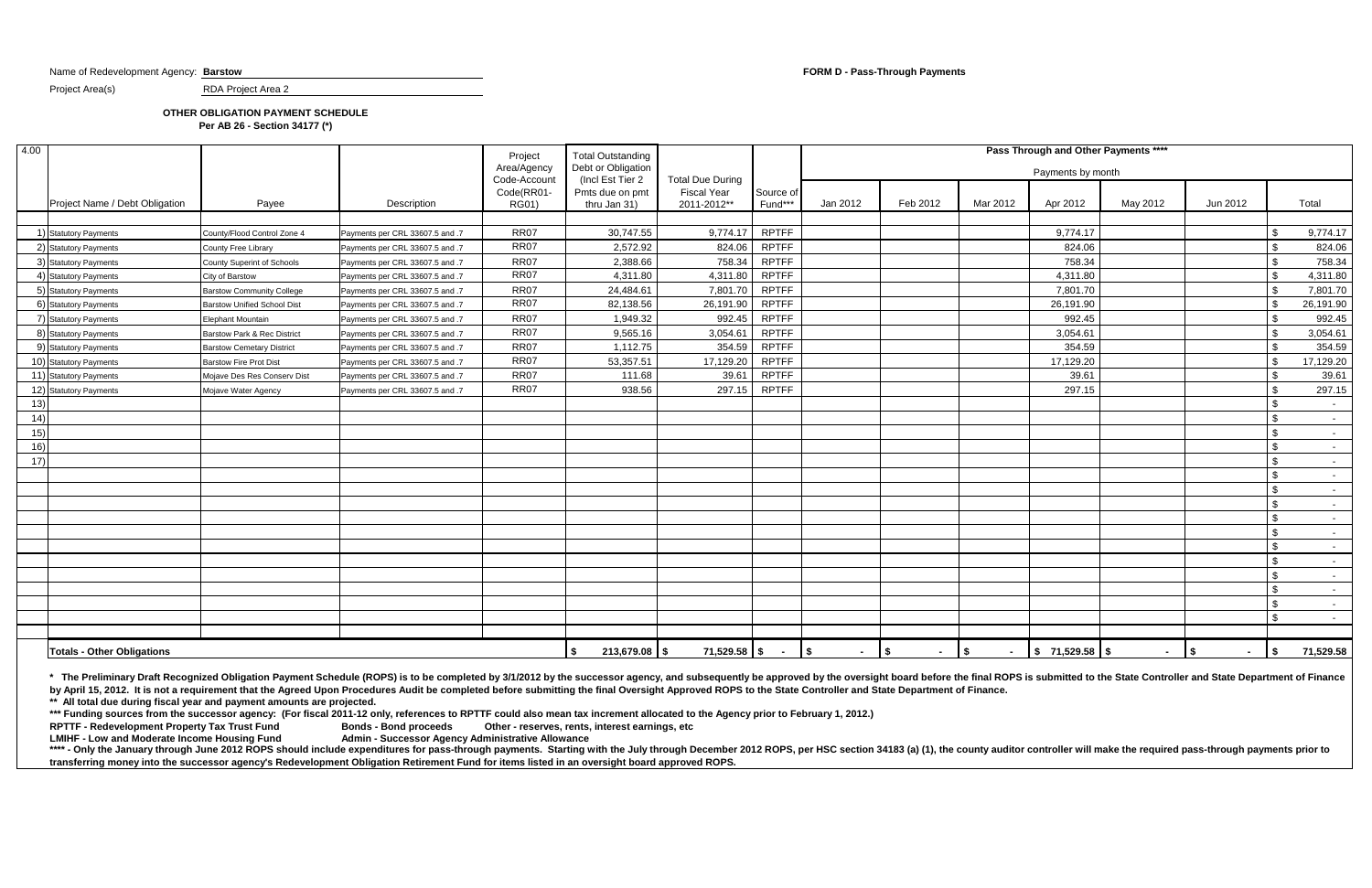Name of Redevelopment Agency: **Barstow**

Project Area(s) RDA Project Area 2

**FORM D - Pass-Through Payments**

**OTHER OBLIGATION PAYMENT SCHEDULE**
**Per AB 26 - Section 34177 (*)**

| 4.00 | | | | | | | | **Pass Through and Other Payments ****** | | | | | | |
|---|---|---|---|---|---|---|---|---|---|---|---|---|---|---|
| | | | | | | | | Payments by month | | | | | | |
| | Project Name / Debt Obligation | Payee | Description | Project Area/Agency Code-Account Code(RR01-RG01) | Total Outstanding Debt or Obligation (Incl Est Tier 2 Pmts due on pmt thru Jan 31) | Total Due During Fiscal Year 2011-2012** | Source of Fund*** | Jan 2012 | Feb 2012 | Mar 2012 | Apr 2012 | May 2012 | Jun 2012 | Total |
| 1) | Statutory Payments | County/Flood Control Zone 4 | Payments per CRL 33607.5 and .7 | RR07 | 30,747.55 | 9,774.17 | RPTFF | | | | 9,774.17 | | | $ 9,774.17 |
| 2) | Statutory Payments | County Free Library | Payments per CRL 33607.5 and .7 | RR07 | 2,572.92 | 824.06 | RPTFF | | | | 824.06 | | | $ 824.06 |
| 3) | Statutory Payments | County Superint of Schools | Payments per CRL 33607.5 and .7 | RR07 | 2,388.66 | 758.34 | RPTFF | | | | 758.34 | | | $ 758.34 |
| 4) | Statutory Payments | City of Barstow | Payments per CRL 33607.5 and .7 | RR07 | 4,311.80 | 4,311.80 | RPTFF | | | | 4,311.80 | | | $ 4,311.80 |
| 5) | Statutory Payments | Barstow Community College | Payments per CRL 33607.5 and .7 | RR07 | 24,484.61 | 7,801.70 | RPTFF | | | | 7,801.70 | | | $ 7,801.70 |
| 6) | Statutory Payments | Barstow Unified School Dist | Payments per CRL 33607.5 and .7 | RR07 | 82,138.56 | 26,191.90 | RPTFF | | | | 26,191.90 | | | $ 26,191.90 |
| 7) | Statutory Payments | Elephant Mountain | Payments per CRL 33607.5 and .7 | RR07 | 1,949.32 | 992.45 | RPTFF | | | | 992.45 | | | $ 992.45 |
| 8) | Statutory Payments | Barstow Park & Rec District | Payments per CRL 33607.5 and .7 | RR07 | 9,565.16 | 3,054.61 | RPTFF | | | | 3,054.61 | | | $ 3,054.61 |
| 9) | Statutory Payments | Barstow Cemetary District | Payments per CRL 33607.5 and .7 | RR07 | 1,112.75 | 354.59 | RPTFF | | | | 354.59 | | | $ 354.59 |
| 10) | Statutory Payments | Barstow Fire Prot Dist | Payments per CRL 33607.5 and .7 | RR07 | 53,357.51 | 17,129.20 | RPTFF | | | | 17,129.20 | | | $ 17,129.20 |
| 11) | Statutory Payments | Mojave Des Res Conserv Dist | Payments per CRL 33607.5 and .7 | RR07 | 111.68 | 39.61 | RPTFF | | | | 39.61 | | | $ 39.61 |
| 12) | Statutory Payments | Mojave Water Agency | Payments per CRL 33607.5 and .7 | RR07 | 938.56 | 297.15 | RPTFF | | | | 297.15 | | | $ 297.15 |
| 13) | | | | | | | | | | | | | | $ - |
| 14) | | | | | | | | | | | | | | $ - |
| 15) | | | | | | | | | | | | | | $ - |
| 16) | | | | | | | | | | | | | | $ - |
| 17) | | | | | | | | | | | | | | $ - |
| | | | | | | | | | | | | | | $ - |
| | | | | | | | | | | | | | | $ - |
| | | | | | | | | | | | | | | $ - |
| | | | | | | | | | | | | | | $ - |
| | | | | | | | | | | | | | | $ - |
| | | | | | | | | | | | | | | $ - |
| | | | | | | | | | | | | | | $ - |
| | | | | | | | | | | | | | | $ - |
| | | | | | | | | | | | | | | $ - |
| | | | | | | | | | | | | | | $ - |
| | **Totals - Other Obligations** | | | | **$ 213,679.08** | **$ 71,529.58** | **$ -** | **$ -** | **$ -** | **$ -** | **$ 71,529.58** | **$ -** | **$ -** | **$ 71,529.58** |

**\* The Preliminary Draft Recognized Obligation Payment Schedule (ROPS) is to be completed by 3/1/2012 by the successor agency, and subsequently be approved by the oversight board before the final ROPS is submitted to the State Controller and State Department of Finance by April 15, 2012. It is not a requirement that the Agreed Upon Procedures Audit be completed before submitting the final Oversight Approved ROPS to the State Controller and State Department of Finance.**

**\*\* All total due during fiscal year and payment amounts are projected.**

**\*\*\* Funding sources from the successor agency: (For fiscal 2011-12 only, references to RPTTF could also mean tax increment allocated to the Agency prior to February 1, 2012.)**

**RPTTF - Redevelopment Property Tax Trust Fund** **Bonds - Bond proceeds** **Other - reserves, rents, interest earnings, etc**

**LMIHF - Low and Moderate Income Housing Fund** **Admin - Successor Agency Administrative Allowance**

**\*\*\*\* - Only the January through June 2012 ROPS should include expenditures for pass-through payments. Starting with the July through December 2012 ROPS, per HSC section 34183 (a) (1), the county auditor controller will make the required pass-through payments prior to transferring money into the successor agency's Redevelopment Obligation Retirement Fund for items listed in an oversight board approved ROPS.**